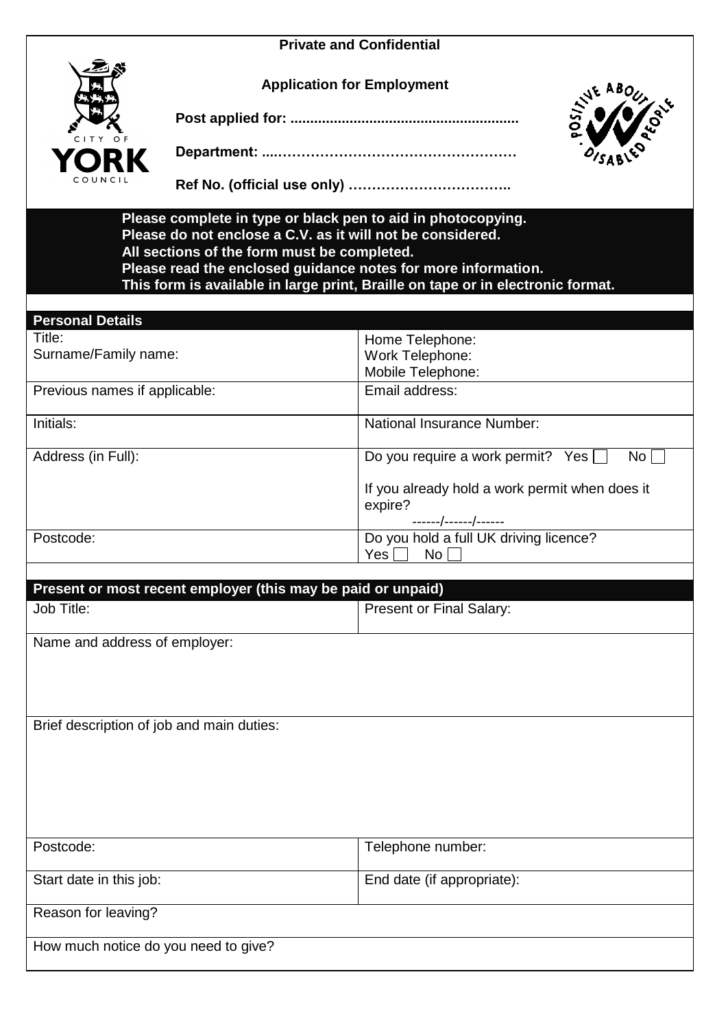**Private and Confidential**

CITY OF YORK COUNCIL

**Application for Employment**

**Post applied for: .........................................................**

**Department: ...……………………………………………**

**Ref No. (official use only) ……………………………..**

POSITIVE ABOUT DISABLED PEOPLE

**Please complete in type or black pen to aid in photocopying.**
**Please do not enclose a C.V. as it will not be considered.**
**All sections of the form must be completed.**
**Please read the enclosed guidance notes for more information.**
**This form is available in large print, Braille on tape or in electronic format.**

## Personal Details

| | |
|---|---|
| Title:<br>Surname/Family name: | Home Telephone:<br>Work Telephone:<br>Mobile Telephone: |
| Previous names if applicable: | Email address: |
| Initials: | National Insurance Number: |
| Address (in Full): | Do you require a work permit? Yes ☐ No ☐<br><br>If you already hold a work permit when does it expire?<br>------/------/------ |
| Postcode: | Do you hold a full UK driving licence?<br>Yes ☐ No ☐ |

## Present or most recent employer (this may be paid or unpaid)

| | |
|---|---|
| Job Title: | Present or Final Salary: |
| Name and address of employer: | |
| Brief description of job and main duties: | |
| Postcode: | Telephone number: |
| Start date in this job: | End date (if appropriate): |
| Reason for leaving? | |
| How much notice do you need to give? | |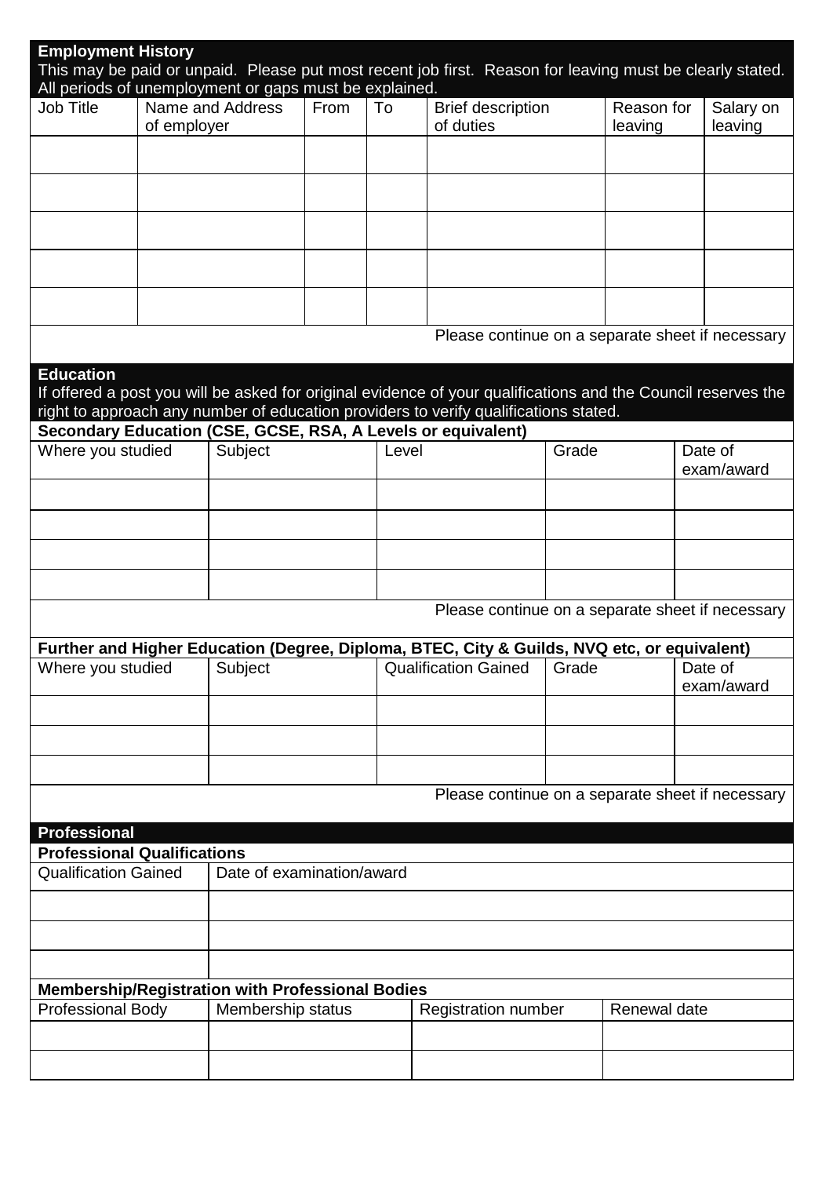## Employment History

This may be paid or unpaid. Please put most recent job first. Reason for leaving must be clearly stated. All periods of unemployment or gaps must be explained.

| Job Title | Name and Address of employer | From | To | Brief description of duties | Reason for leaving | Salary on leaving |
|---|---|---|---|---|---|---|
| | | | | | | |
| | | | | | | |
| | | | | | | |
| | | | | | | |
| | | | | | | |

Please continue on a separate sheet if necessary

## Education

If offered a post you will be asked for original evidence of your qualifications and the Council reserves the right to approach any number of education providers to verify qualifications stated.

**Secondary Education (CSE, GCSE, RSA, A Levels or equivalent)**

| Where you studied | Subject | Level | Grade | Date of exam/award |
|---|---|---|---|---|
| | | | | |
| | | | | |
| | | | | |
| | | | | |

Please continue on a separate sheet if necessary

**Further and Higher Education (Degree, Diploma, BTEC, City & Guilds, NVQ etc, or equivalent)**

| Where you studied | Subject | Qualification Gained | Grade | Date of exam/award |
|---|---|---|---|---|
| | | | | |
| | | | | |
| | | | | |

Please continue on a separate sheet if necessary

## Professional

**Professional Qualifications**

| Qualification Gained | Date of examination/award |
|---|---|
| | |
| | |
| | |

**Membership/Registration with Professional Bodies**

| Professional Body | Membership status | Registration number | Renewal date |
|---|---|---|---|
| | | | |
| | | | |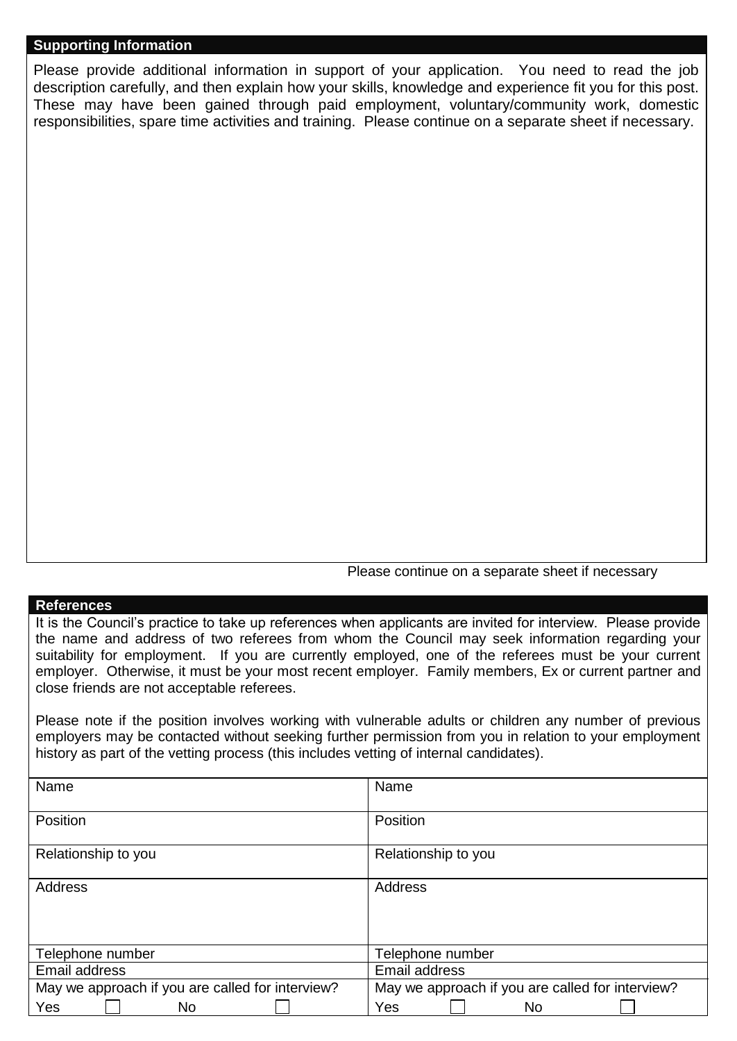## Supporting Information

Please provide additional information in support of your application. You need to read the job description carefully, and then explain how your skills, knowledge and experience fit you for this post. These may have been gained through paid employment, voluntary/community work, domestic responsibilities, spare time activities and training. Please continue on a separate sheet if necessary.

Please continue on a separate sheet if necessary

## References

It is the Council's practice to take up references when applicants are invited for interview. Please provide the name and address of two referees from whom the Council may seek information regarding your suitability for employment. If you are currently employed, one of the referees must be your current employer. Otherwise, it must be your most recent employer. Family members, Ex or current partner and close friends are not acceptable referees.

Please note if the position involves working with vulnerable adults or children any number of previous employers may be contacted without seeking further permission from you in relation to your employment history as part of the vetting process (this includes vetting of internal candidates).

| | |
|---|---|
| Name | Name |
| Position | Position |
| Relationship to you | Relationship to you |
| Address | Address |
| Telephone number | Telephone number |
| Email address | Email address |
| May we approach if you are called for interview? Yes ☐ No ☐ | May we approach if you are called for interview? Yes ☐ No ☐ |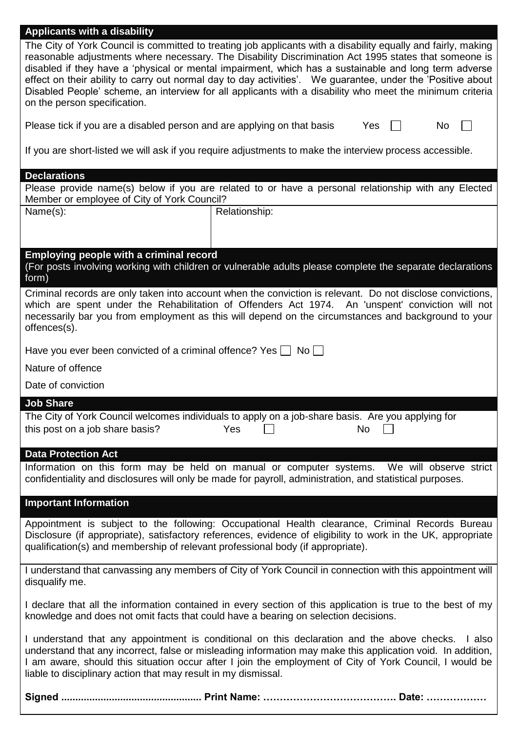## Applicants with a disability

The City of York Council is committed to treating job applicants with a disability equally and fairly, making reasonable adjustments where necessary. The Disability Discrimination Act 1995 states that someone is disabled if they have a 'physical or mental impairment, which has a sustainable and long term adverse effect on their ability to carry out normal day to day activities'. We guarantee, under the 'Positive about Disabled People' scheme, an interview for all applicants with a disability who meet the minimum criteria on the person specification.

Please tick if you are a disabled person and are applying on that basis Yes ☐ No ☐

If you are short-listed we will ask if you require adjustments to make the interview process accessible.

## Declarations

Please provide name(s) below if you are related to or have a personal relationship with any Elected Member or employee of City of York Council?

| Name(s): | Relationship: |
|---|---|
| | |

## Employing people with a criminal record

(For posts involving working with children or vulnerable adults please complete the separate declarations form)

Criminal records are only taken into account when the conviction is relevant. Do not disclose convictions, which are spent under the Rehabilitation of Offenders Act 1974. An 'unspent' conviction will not necessarily bar you from employment as this will depend on the circumstances and background to your offences(s).

Have you ever been convicted of a criminal offence? Yes ☐ No ☐

Nature of offence

Date of conviction

## Job Share

The City of York Council welcomes individuals to apply on a job-share basis. Are you applying for this post on a job share basis? Yes ☐ No ☐

## Data Protection Act

Information on this form may be held on manual or computer systems. We will observe strict confidentiality and disclosures will only be made for payroll, administration, and statistical purposes.

## Important Information

Appointment is subject to the following: Occupational Health clearance, Criminal Records Bureau Disclosure (if appropriate), satisfactory references, evidence of eligibility to work in the UK, appropriate qualification(s) and membership of relevant professional body (if appropriate).

I understand that canvassing any members of City of York Council in connection with this appointment will disqualify me.

I declare that all the information contained in every section of this application is true to the best of my knowledge and does not omit facts that could have a bearing on selection decisions.

I understand that any appointment is conditional on this declaration and the above checks. I also understand that any incorrect, false or misleading information may make this application void. In addition, I am aware, should this situation occur after I join the employment of City of York Council, I would be liable to disciplinary action that may result in my dismissal.

**Signed ................................................ Print Name: ………………………………… Date: ………………**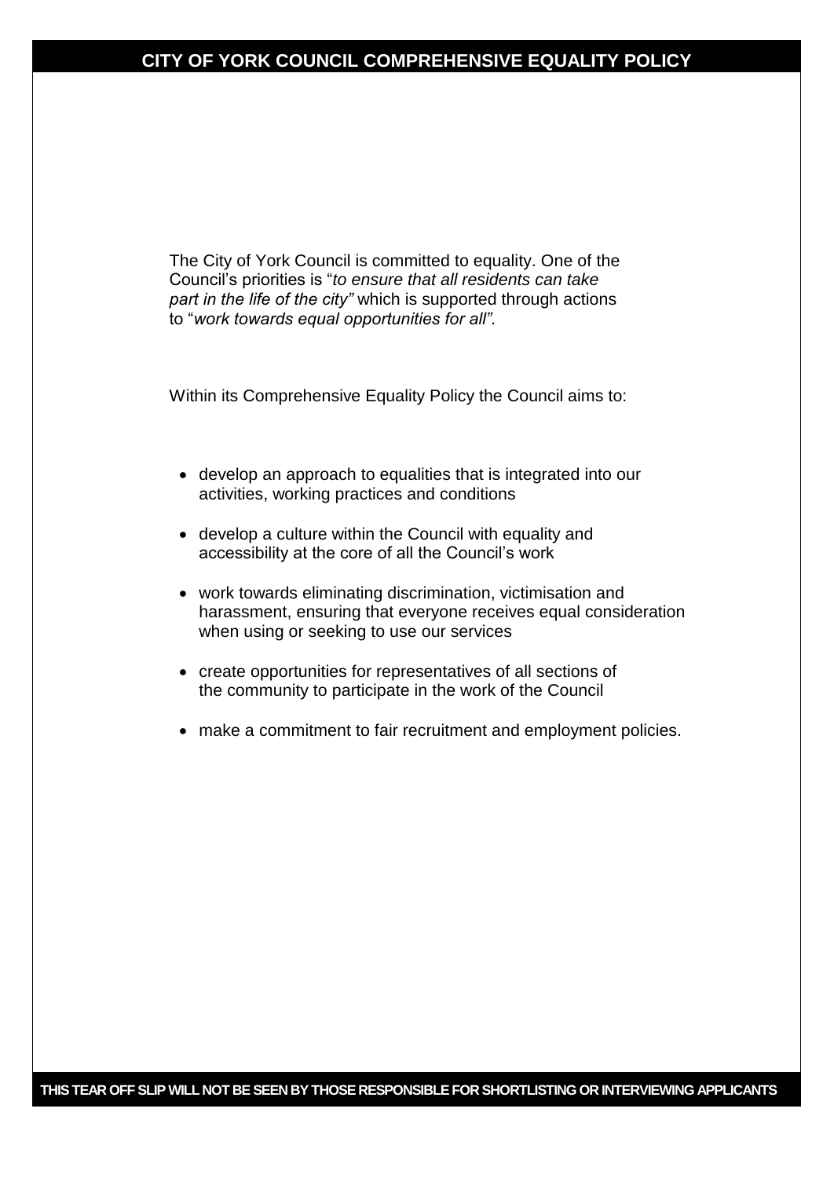# CITY OF YORK COUNCIL COMPREHENSIVE EQUALITY POLICY

The City of York Council is committed to equality. One of the Council's priorities is "*to ensure that all residents can take part in the life of the city"* which is supported through actions to "*work towards equal opportunities for all".*

Within its Comprehensive Equality Policy the Council aims to:

- develop an approach to equalities that is integrated into our activities, working practices and conditions
- develop a culture within the Council with equality and accessibility at the core of all the Council's work
- work towards eliminating discrimination, victimisation and harassment, ensuring that everyone receives equal consideration when using or seeking to use our services
- create opportunities for representatives of all sections of the community to participate in the work of the Council
- make a commitment to fair recruitment and employment policies.

**THIS TEAR OFF SLIP WILL NOT BE SEEN BY THOSE RESPONSIBLE FOR SHORTLISTING OR INTERVIEWING APPLICANTS**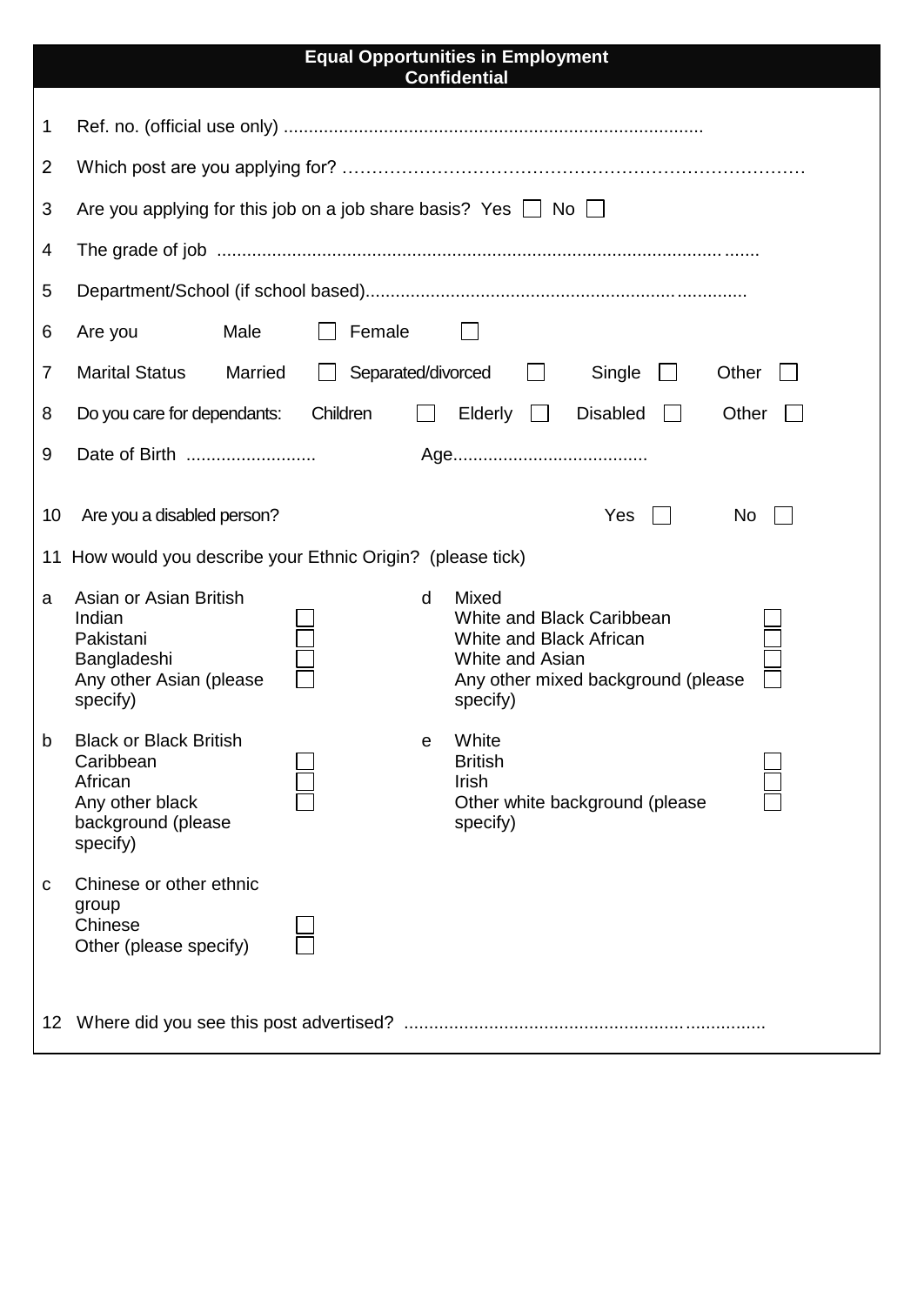## Equal Opportunities in Employment
## Confidential

1 Ref. no. (official use only) ...................................................................................

2 Which post are you applying for? ……………………………………………………………………

3 Are you applying for this job on a job share basis? Yes ☐ No ☐

4 The grade of job ........................................................................................................

5 Department/School (if school based)............................................................................

6 Are you Male ☐ Female ☐

7 Marital Status Married ☐ Separated/divorced ☐ Single ☐ Other ☐

8 Do you care for dependants: Children ☐ Elderly ☐ Disabled ☐ Other ☐

9 Date of Birth .......................... Age.......................................

10 Are you a disabled person? Yes ☐ No ☐

11 How would you describe your Ethnic Origin? (please tick)

a Asian or Asian British
- Indian ☐
- Pakistani ☐
- Bangladeshi ☐
- Any other Asian (please specify) ☐

b Black or Black British
- Caribbean ☐
- African ☐
- Any other black background (please specify) ☐

c Chinese or other ethnic group
- Chinese ☐
- Other (please specify) ☐

d Mixed
- White and Black Caribbean ☐
- White and Black African ☐
- White and Asian ☐
- Any other mixed background (please specify) ☐

e White
- British ☐
- Irish ☐
- Other white background (please specify) ☐

12 Where did you see this post advertised? ........................................................................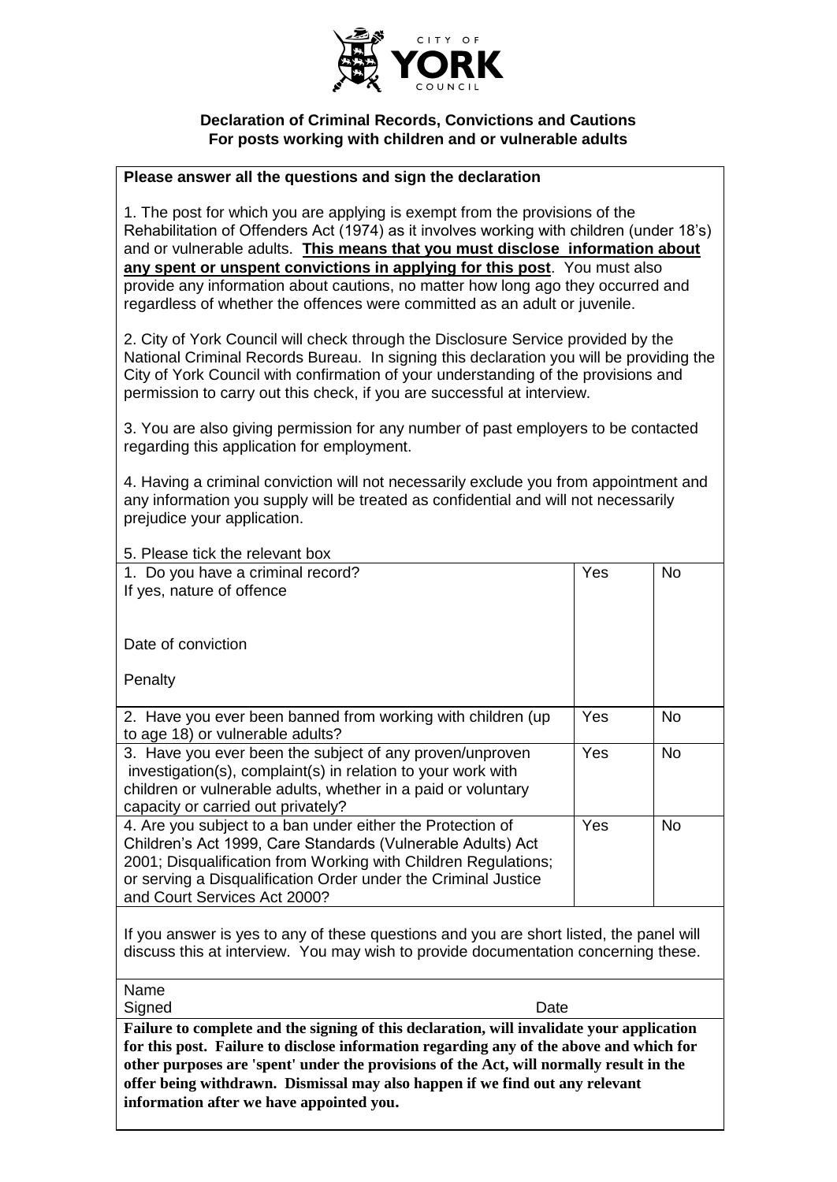CITY OF YORK COUNCIL

**Declaration of Criminal Records, Convictions and Cautions**
**For posts working with children and or vulnerable adults**

**Please answer all the questions and sign the declaration**

1. The post for which you are applying is exempt from the provisions of the Rehabilitation of Offenders Act (1974) as it involves working with children (under 18's) and or vulnerable adults. **This means that you must disclose information about any spent or unspent convictions in applying for this post**. You must also provide any information about cautions, no matter how long ago they occurred and regardless of whether the offences were committed as an adult or juvenile.

2. City of York Council will check through the Disclosure Service provided by the National Criminal Records Bureau. In signing this declaration you will be providing the City of York Council with confirmation of your understanding of the provisions and permission to carry out this check, if you are successful at interview.

3. You are also giving permission for any number of past employers to be contacted regarding this application for employment.

4. Having a criminal conviction will not necessarily exclude you from appointment and any information you supply will be treated as confidential and will not necessarily prejudice your application.

5. Please tick the relevant box

| | | |
|---|---|---|
| 1. Do you have a criminal record?<br>If yes, nature of offence<br><br>Date of conviction<br><br>Penalty | Yes | No |
| 2. Have you ever been banned from working with children (up to age 18) or vulnerable adults? | Yes | No |
| 3. Have you ever been the subject of any proven/unproven investigation(s), complaint(s) in relation to your work with children or vulnerable adults, whether in a paid or voluntary capacity or carried out privately? | Yes | No |
| 4. Are you subject to a ban under either the Protection of Children's Act 1999, Care Standards (Vulnerable Adults) Act 2001; Disqualification from Working with Children Regulations; or serving a Disqualification Order under the Criminal Justice and Court Services Act 2000? | Yes | No |

If you answer is yes to any of these questions and you are short listed, the panel will discuss this at interview. You may wish to provide documentation concerning these.

Name

Signed Date

**Failure to complete and the signing of this declaration, will invalidate your application for this post. Failure to disclose information regarding any of the above and which for other purposes are 'spent' under the provisions of the Act, will normally result in the offer being withdrawn. Dismissal may also happen if we find out any relevant information after we have appointed you.**